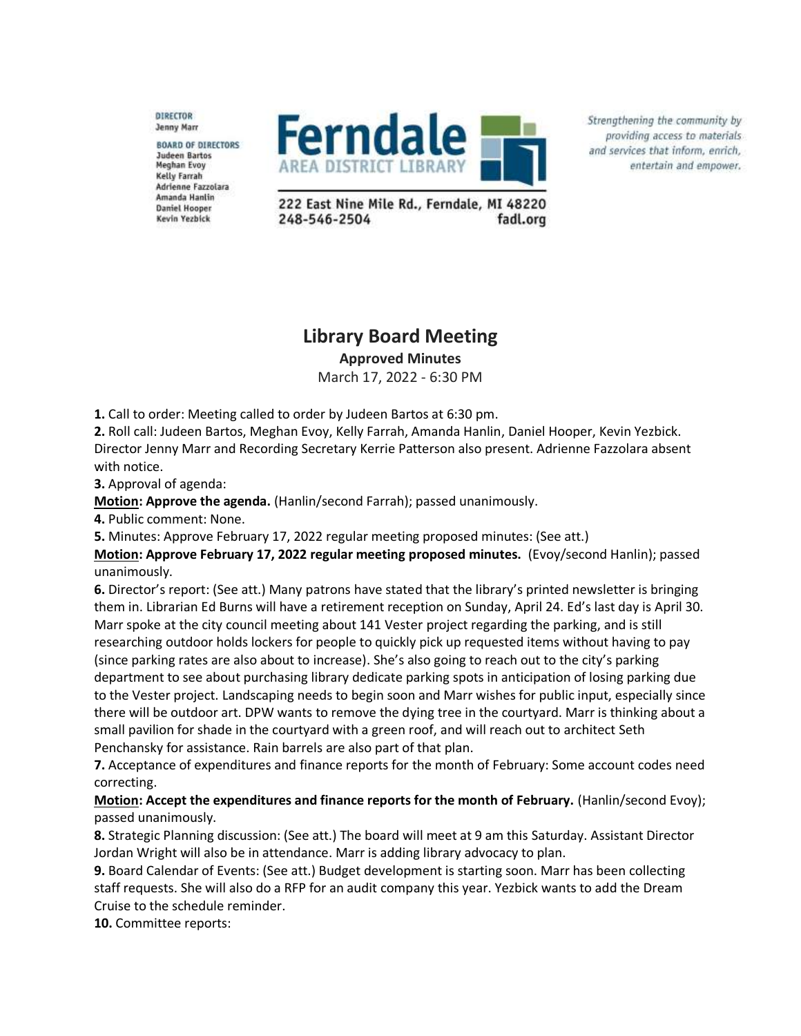DIRECTOR
Jenny Marr

BOARD OF DIRECTORS
Judeen Bartos
Meghan Evoy
Kelly Farrah
Adrienne Fazzolara
Amanda Hanlin
Daniel Hooper
Kevin Yezbick

**Ferndale**
AREA DISTRICT LIBRARY

222 East Nine Mile Rd., Ferndale, MI 48220
248-546-2504 fadl.org

*Strengthening the community by providing access to materials and services that inform, enrich, entertain and empower.*

# Library Board Meeting

**Approved Minutes**

March 17, 2022 - 6:30 PM

**1.** Call to order: Meeting called to order by Judeen Bartos at 6:30 pm.
**2.** Roll call: Judeen Bartos, Meghan Evoy, Kelly Farrah, Amanda Hanlin, Daniel Hooper, Kevin Yezbick. Director Jenny Marr and Recording Secretary Kerrie Patterson also present. Adrienne Fazzolara absent with notice.
**3.** Approval of agenda:
**Motion: Approve the agenda.** (Hanlin/second Farrah); passed unanimously.
**4.** Public comment: None.
**5.** Minutes: Approve February 17, 2022 regular meeting proposed minutes: (See att.)
**Motion: Approve February 17, 2022 regular meeting proposed minutes.** (Evoy/second Hanlin); passed unanimously.
**6.** Director's report: (See att.) Many patrons have stated that the library's printed newsletter is bringing them in. Librarian Ed Burns will have a retirement reception on Sunday, April 24. Ed's last day is April 30. Marr spoke at the city council meeting about 141 Vester project regarding the parking, and is still researching outdoor holds lockers for people to quickly pick up requested items without having to pay (since parking rates are also about to increase). She's also going to reach out to the city's parking department to see about purchasing library dedicate parking spots in anticipation of losing parking due to the Vester project. Landscaping needs to begin soon and Marr wishes for public input, especially since there will be outdoor art. DPW wants to remove the dying tree in the courtyard. Marr is thinking about a small pavilion for shade in the courtyard with a green roof, and will reach out to architect Seth Penchansky for assistance. Rain barrels are also part of that plan.
**7.** Acceptance of expenditures and finance reports for the month of February: Some account codes need correcting.
**Motion: Accept the expenditures and finance reports for the month of February.** (Hanlin/second Evoy); passed unanimously.
**8.** Strategic Planning discussion: (See att.) The board will meet at 9 am this Saturday. Assistant Director Jordan Wright will also be in attendance. Marr is adding library advocacy to plan.
**9.** Board Calendar of Events: (See att.) Budget development is starting soon. Marr has been collecting staff requests. She will also do a RFP for an audit company this year. Yezbick wants to add the Dream Cruise to the schedule reminder.
**10.** Committee reports: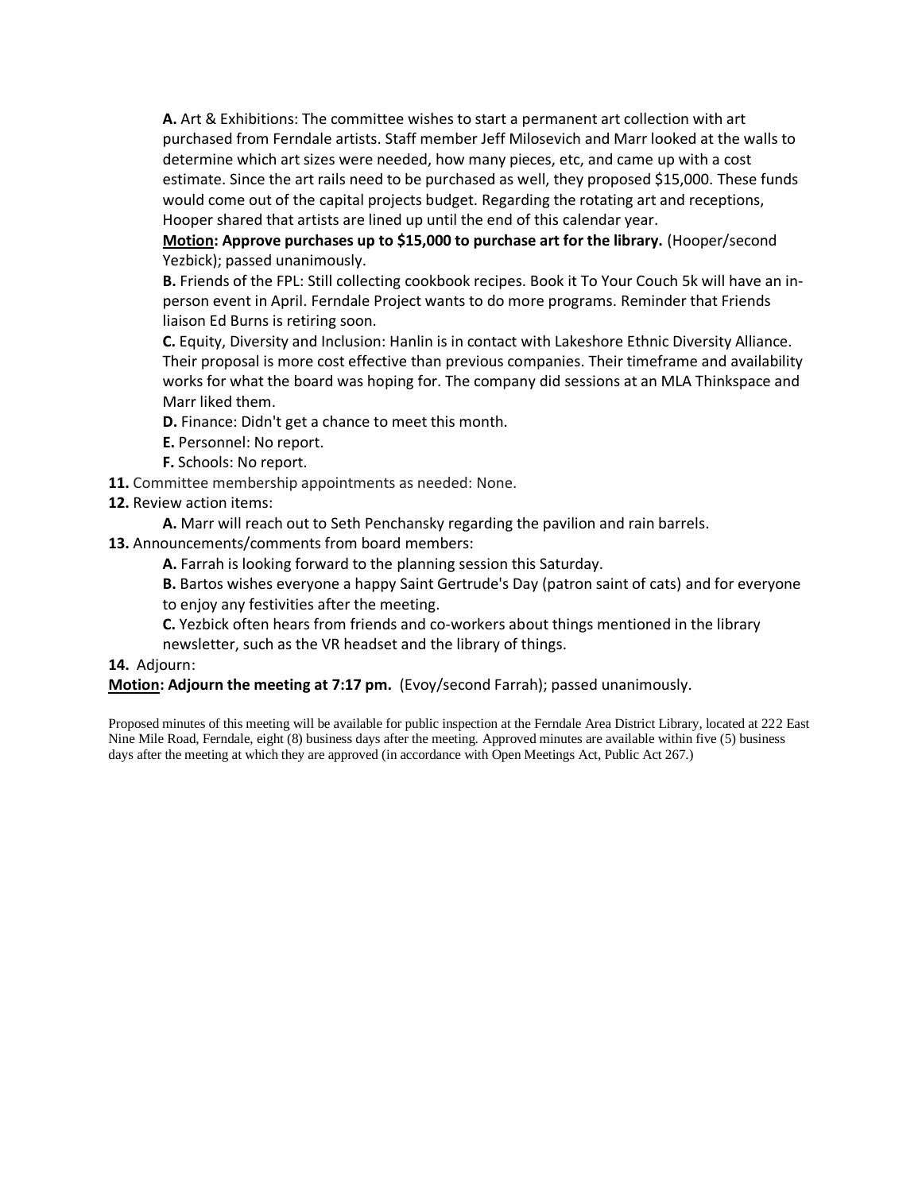**A.** Art & Exhibitions: The committee wishes to start a permanent art collection with art purchased from Ferndale artists. Staff member Jeff Milosevich and Marr looked at the walls to determine which art sizes were needed, how many pieces, etc, and came up with a cost estimate. Since the art rails need to be purchased as well, they proposed $15,000. These funds would come out of the capital projects budget. Regarding the rotating art and receptions, Hooper shared that artists are lined up until the end of this calendar year.

**<u>Motion</u>: Approve purchases up to $15,000 to purchase art for the library.** (Hooper/second Yezbick); passed unanimously.

**B.** Friends of the FPL: Still collecting cookbook recipes. Book it To Your Couch 5k will have an in-person event in April. Ferndale Project wants to do more programs. Reminder that Friends liaison Ed Burns is retiring soon.

**C.** Equity, Diversity and Inclusion: Hanlin is in contact with Lakeshore Ethnic Diversity Alliance. Their proposal is more cost effective than previous companies. Their timeframe and availability works for what the board was hoping for. The company did sessions at an MLA Thinkspace and Marr liked them.

**D.** Finance: Didn't get a chance to meet this month.

**E.** Personnel: No report.

**F.** Schools: No report.

**11.** Committee membership appointments as needed: None.

**12.** Review action items:

**A.** Marr will reach out to Seth Penchansky regarding the pavilion and rain barrels.

**13.** Announcements/comments from board members:

**A.** Farrah is looking forward to the planning session this Saturday.

**B.** Bartos wishes everyone a happy Saint Gertrude's Day (patron saint of cats) and for everyone to enjoy any festivities after the meeting.

**C.** Yezbick often hears from friends and co-workers about things mentioned in the library newsletter, such as the VR headset and the library of things.

**14.** Adjourn:

**<u>Motion</u>: Adjourn the meeting at 7:17 pm.** (Evoy/second Farrah); passed unanimously.

Proposed minutes of this meeting will be available for public inspection at the Ferndale Area District Library, located at 222 East Nine Mile Road, Ferndale, eight (8) business days after the meeting. Approved minutes are available within five (5) business days after the meeting at which they are approved (in accordance with Open Meetings Act, Public Act 267.)